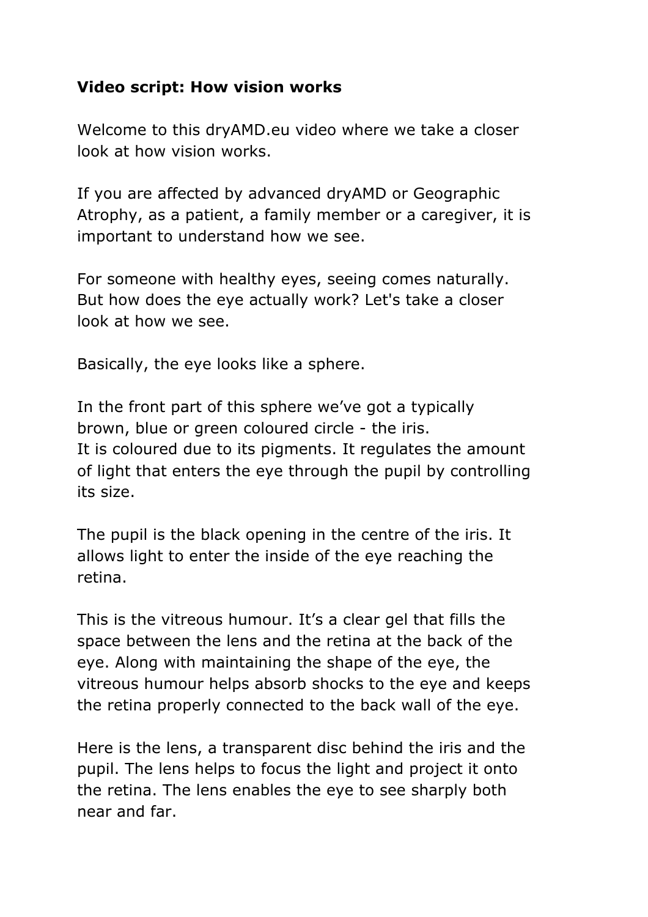**Video script: How vision works**

Welcome to this dryAMD.eu video where we take a closer look at how vision works.

If you are affected by advanced dryAMD or Geographic Atrophy, as a patient, a family member or a caregiver, it is important to understand how we see.

For someone with healthy eyes, seeing comes naturally. But how does the eye actually work? Let's take a closer look at how we see.

Basically, the eye looks like a sphere.

In the front part of this sphere we've got a typically brown, blue or green coloured circle - the iris.
It is coloured due to its pigments. It regulates the amount of light that enters the eye through the pupil by controlling its size.

The pupil is the black opening in the centre of the iris. It allows light to enter the inside of the eye reaching the retina.

This is the vitreous humour. It's a clear gel that fills the space between the lens and the retina at the back of the eye. Along with maintaining the shape of the eye, the vitreous humour helps absorb shocks to the eye and keeps the retina properly connected to the back wall of the eye.

Here is the lens, a transparent disc behind the iris and the pupil. The lens helps to focus the light and project it onto the retina. The lens enables the eye to see sharply both near and far.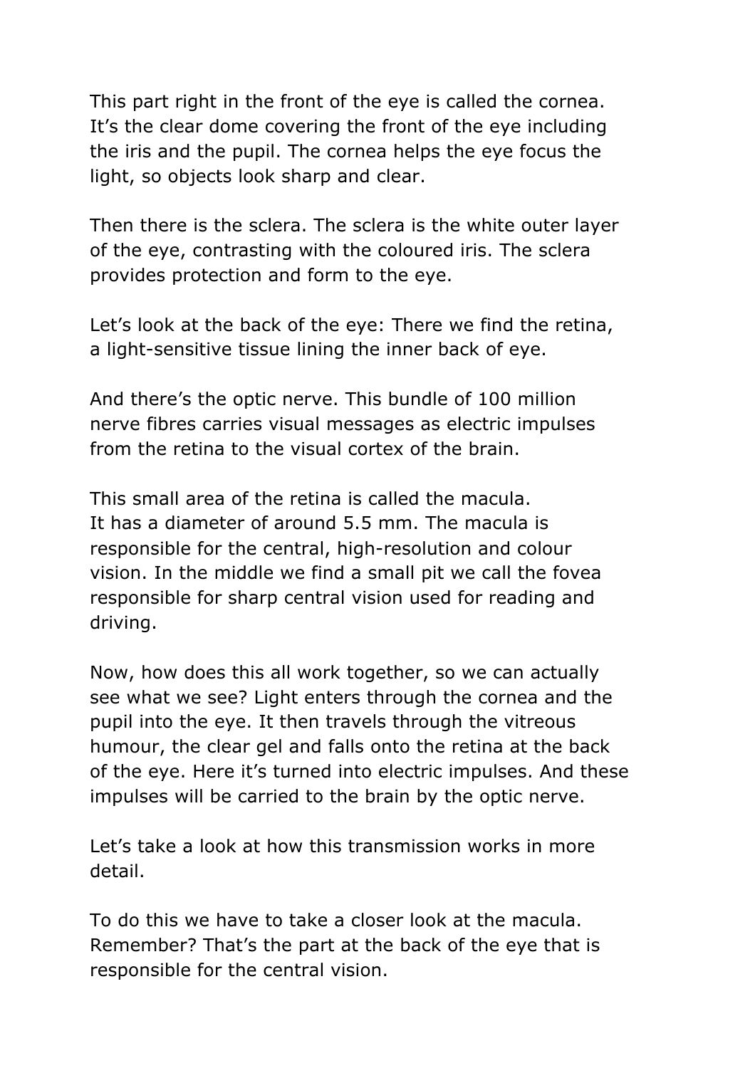This part right in the front of the eye is called the cornea. It's the clear dome covering the front of the eye including the iris and the pupil. The cornea helps the eye focus the light, so objects look sharp and clear.

Then there is the sclera. The sclera is the white outer layer of the eye, contrasting with the coloured iris. The sclera provides protection and form to the eye.

Let's look at the back of the eye: There we find the retina, a light-sensitive tissue lining the inner back of eye.

And there's the optic nerve. This bundle of 100 million nerve fibres carries visual messages as electric impulses from the retina to the visual cortex of the brain.

This small area of the retina is called the macula. It has a diameter of around 5.5 mm. The macula is responsible for the central, high-resolution and colour vision. In the middle we find a small pit we call the fovea responsible for sharp central vision used for reading and driving.

Now, how does this all work together, so we can actually see what we see? Light enters through the cornea and the pupil into the eye. It then travels through the vitreous humour, the clear gel and falls onto the retina at the back of the eye. Here it's turned into electric impulses. And these impulses will be carried to the brain by the optic nerve.

Let's take a look at how this transmission works in more detail.

To do this we have to take a closer look at the macula. Remember? That's the part at the back of the eye that is responsible for the central vision.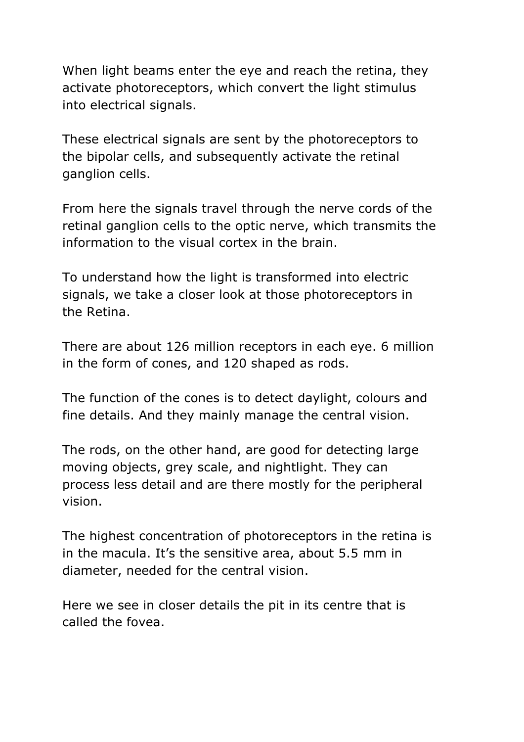When light beams enter the eye and reach the retina, they activate photoreceptors, which convert the light stimulus into electrical signals.

These electrical signals are sent by the photoreceptors to the bipolar cells, and subsequently activate the retinal ganglion cells.

From here the signals travel through the nerve cords of the retinal ganglion cells to the optic nerve, which transmits the information to the visual cortex in the brain.

To understand how the light is transformed into electric signals, we take a closer look at those photoreceptors in the Retina.

There are about 126 million receptors in each eye. 6 million in the form of cones, and 120 shaped as rods.

The function of the cones is to detect daylight, colours and fine details. And they mainly manage the central vision.

The rods, on the other hand, are good for detecting large moving objects, grey scale, and nightlight. They can process less detail and are there mostly for the peripheral vision.

The highest concentration of photoreceptors in the retina is in the macula. It’s the sensitive area, about 5.5 mm in diameter, needed for the central vision.

Here we see in closer details the pit in its centre that is called the fovea.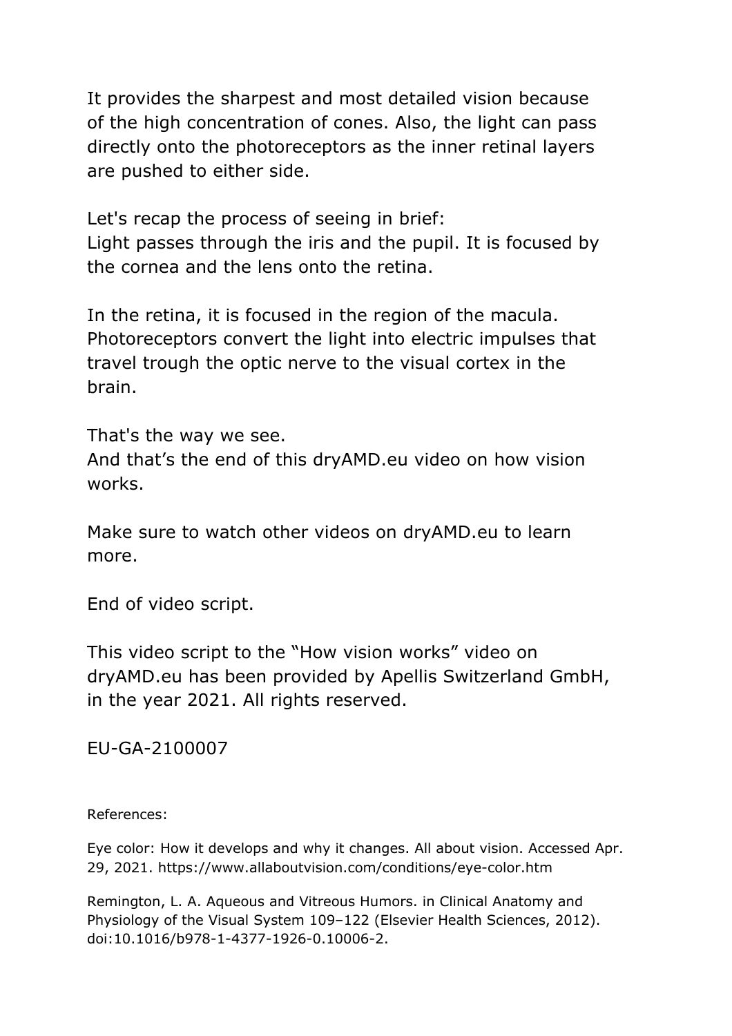It provides the sharpest and most detailed vision because of the high concentration of cones. Also, the light can pass directly onto the photoreceptors as the inner retinal layers are pushed to either side.

Let's recap the process of seeing in brief:
Light passes through the iris and the pupil. It is focused by the cornea and the lens onto the retina.

In the retina, it is focused in the region of the macula. Photoreceptors convert the light into electric impulses that travel trough the optic nerve to the visual cortex in the brain.

That's the way we see.
And that's the end of this dryAMD.eu video on how vision works.

Make sure to watch other videos on dryAMD.eu to learn more.

End of video script.

This video script to the "How vision works" video on dryAMD.eu has been provided by Apellis Switzerland GmbH, in the year 2021. All rights reserved.

EU-GA-2100007

References:

Eye color: How it develops and why it changes. All about vision. Accessed Apr. 29, 2021. https://www.allaboutvision.com/conditions/eye-color.htm

Remington, L. A. Aqueous and Vitreous Humors. in Clinical Anatomy and Physiology of the Visual System 109–122 (Elsevier Health Sciences, 2012). doi:10.1016/b978-1-4377-1926-0.10006-2.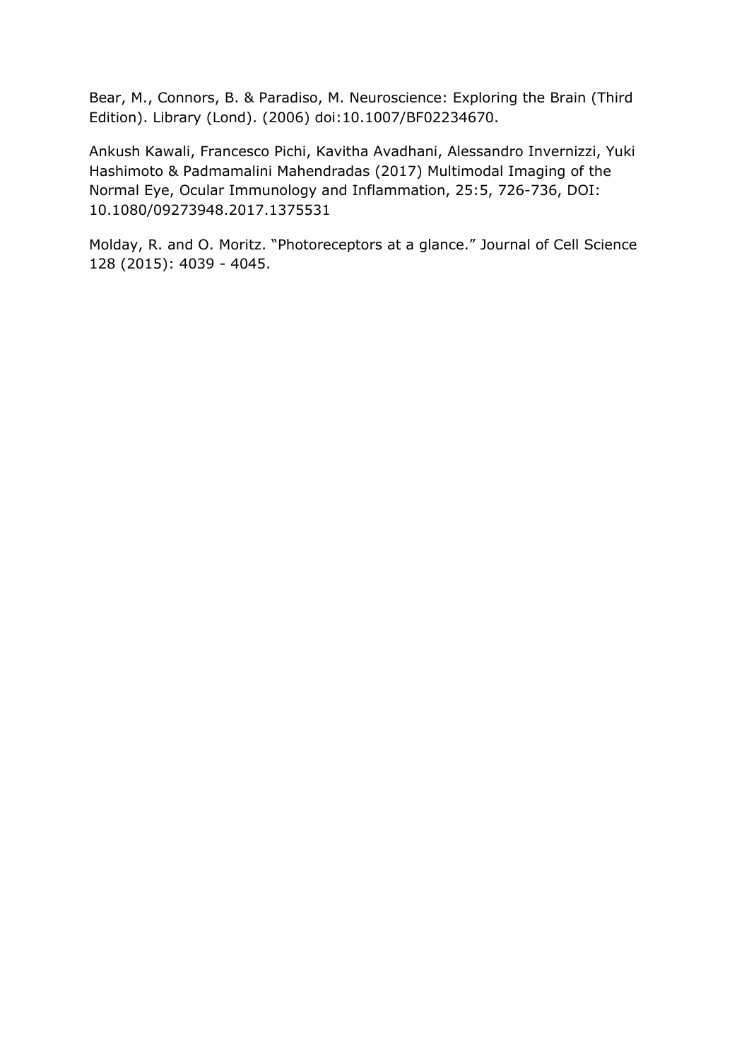Bear, M., Connors, B. & Paradiso, M. Neuroscience: Exploring the Brain (Third Edition). Library (Lond). (2006) doi:10.1007/BF02234670.

Ankush Kawali, Francesco Pichi, Kavitha Avadhani, Alessandro Invernizzi, Yuki Hashimoto & Padmamalini Mahendradas (2017) Multimodal Imaging of the Normal Eye, Ocular Immunology and Inflammation, 25:5, 726-736, DOI: 10.1080/09273948.2017.1375531

Molday, R. and O. Moritz. "Photoreceptors at a glance." Journal of Cell Science 128 (2015): 4039 - 4045.